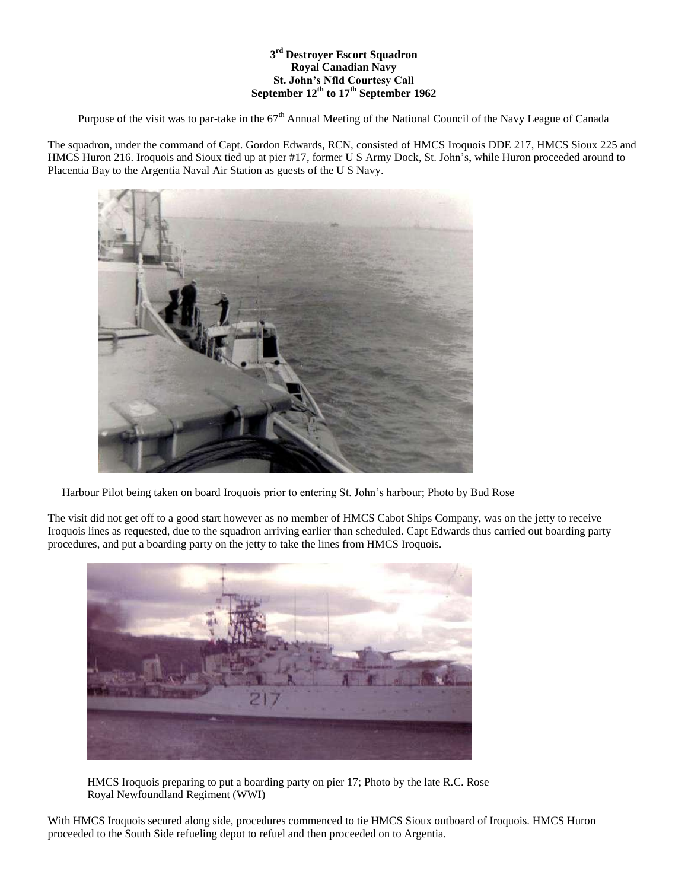# 3rd Destroyer Escort Squadron
## Royal Canadian Navy
## St. John's Nfld Courtesy Call
## September 12th to 17th September 1962

Purpose of the visit was to par-take in the 67th Annual Meeting of the National Council of the Navy League of Canada

The squadron, under the command of Capt. Gordon Edwards, RCN, consisted of HMCS Iroquois DDE 217, HMCS Sioux 225 and HMCS Huron 216. Iroquois and Sioux tied up at pier #17, former U S Army Dock, St. John's, while Huron proceeded around to Placentia Bay to the Argentia Naval Air Station as guests of the U S Navy.

Harbour Pilot being taken on board Iroquois prior to entering St. John's harbour; Photo by Bud Rose

The visit did not get off to a good start however as no member of HMCS Cabot Ships Company, was on the jetty to receive Iroquois lines as requested, due to the squadron arriving earlier than scheduled. Capt Edwards thus carried out boarding party procedures, and put a boarding party on the jetty to take the lines from HMCS Iroquois.

HMCS Iroquois preparing to put a boarding party on pier 17; Photo by the late R.C. Rose
Royal Newfoundland Regiment (WWI)

With HMCS Iroquois secured along side, procedures commenced to tie HMCS Sioux outboard of Iroquois. HMCS Huron proceeded to the South Side refueling depot to refuel and then proceeded on to Argentia.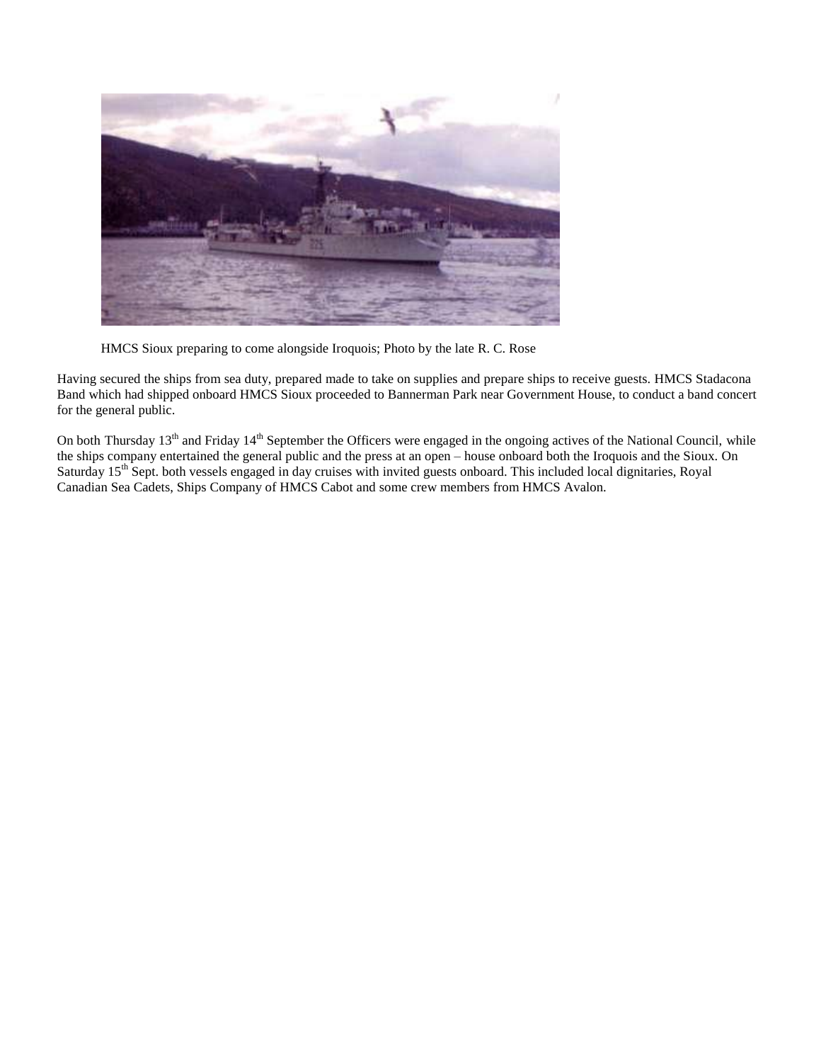HMCS Sioux preparing to come alongside Iroquois; Photo by the late R. C. Rose

Having secured the ships from sea duty, prepared made to take on supplies and prepare ships to receive guests. HMCS Stadacona Band which had shipped onboard HMCS Sioux proceeded to Bannerman Park near Government House, to conduct a band concert for the general public.

On both Thursday 13th and Friday 14th September the Officers were engaged in the ongoing actives of the National Council, while the ships company entertained the general public and the press at an open – house onboard both the Iroquois and the Sioux. On Saturday 15th Sept. both vessels engaged in day cruises with invited guests onboard. This included local dignitaries, Royal Canadian Sea Cadets, Ships Company of HMCS Cabot and some crew members from HMCS Avalon.